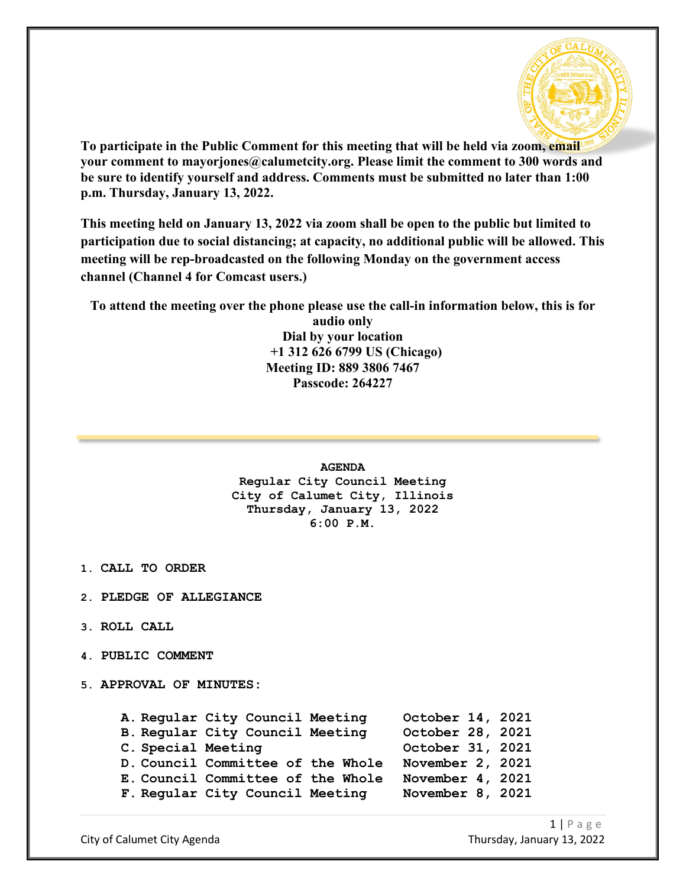**To participate in the Public Comment for this meeting that will be held via zoom, email your comment to mayorjones@calumetcity.org. Please limit the comment to 300 words and be sure to identify yourself and address. Comments must be submitted no later than 1:00 p.m. Thursday, January 13, 2022.**

**This meeting held on January 13, 2022 via zoom shall be open to the public but limited to participation due to social distancing; at capacity, no additional public will be allowed. This meeting will be rep-broadcasted on the following Monday on the government access channel (Channel 4 for Comcast users.)**

**To attend the meeting over the phone please use the call-in information below, this is for audio only**
**Dial by your location**
**+1 312 626 6799 US (Chicago)**
**Meeting ID: 889 3806 7467**
**Passcode: 264227**

---

**AGENDA**
**Regular City Council Meeting**
**City of Calumet City, Illinois**
**Thursday, January 13, 2022**
**6:00 P.M.**

1. **CALL TO ORDER**
2. **PLEDGE OF ALLEGIANCE**
3. **ROLL CALL**
4. **PUBLIC COMMENT**
5. **APPROVAL OF MINUTES:**

   A. Regular City Council Meeting — October 14, 2021
   B. Regular City Council Meeting — October 28, 2021
   C. Special Meeting — October 31, 2021
   D. Council Committee of the Whole — November 2, 2021
   E. Council Committee of the Whole — November 4, 2021
   F. Regular City Council Meeting — November 8, 2021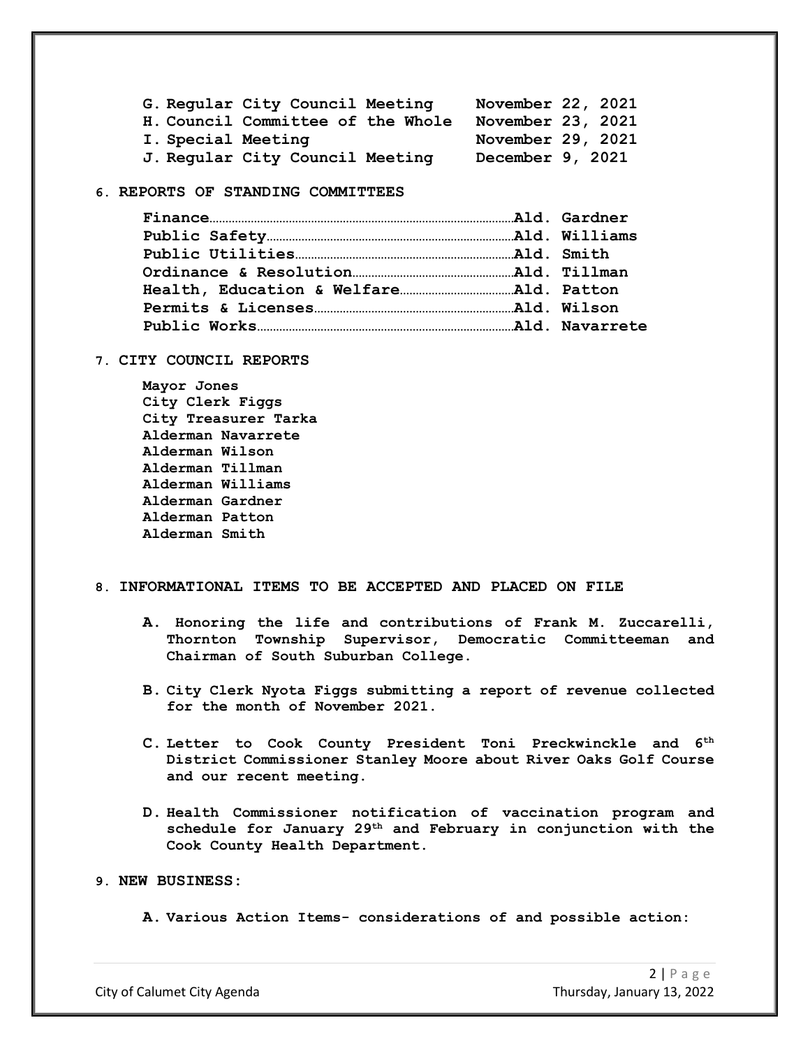G. Regular City Council Meeting November 22, 2021
H. Council Committee of the Whole November 23, 2021
I. Special Meeting November 29, 2021
J. Regular City Council Meeting December 9, 2021

**6. REPORTS OF STANDING COMMITTEES**

**Finance……………………………………………………Ald. Gardner**
**Public Safety………………………………………………Ald. Williams**
**Public Utilities……………………………………………Ald. Smith**
**Ordinance & Resolution……………………………………Ald. Tillman**
**Health, Education & Welfare………………………………Ald. Patton**
**Permits & Licenses…………………………………………Ald. Wilson**
**Public Works………………………………………………Ald. Navarrete**

**7. CITY COUNCIL REPORTS**

**Mayor Jones**
**City Clerk Figgs**
**City Treasurer Tarka**
**Alderman Navarrete**
**Alderman Wilson**
**Alderman Tillman**
**Alderman Williams**
**Alderman Gardner**
**Alderman Patton**
**Alderman Smith**

**8. INFORMATIONAL ITEMS TO BE ACCEPTED AND PLACED ON FILE**

**A. Honoring the life and contributions of Frank M. Zuccarelli, Thornton Township Supervisor, Democratic Committeeman and Chairman of South Suburban College.**

**B. City Clerk Nyota Figgs submitting a report of revenue collected for the month of November 2021.**

**C. Letter to Cook County President Toni Preckwinckle and 6th District Commissioner Stanley Moore about River Oaks Golf Course and our recent meeting.**

**D. Health Commissioner notification of vaccination program and schedule for January 29th and February in conjunction with the Cook County Health Department.**

**9. NEW BUSINESS:**

**A. Various Action Items- considerations of and possible action:**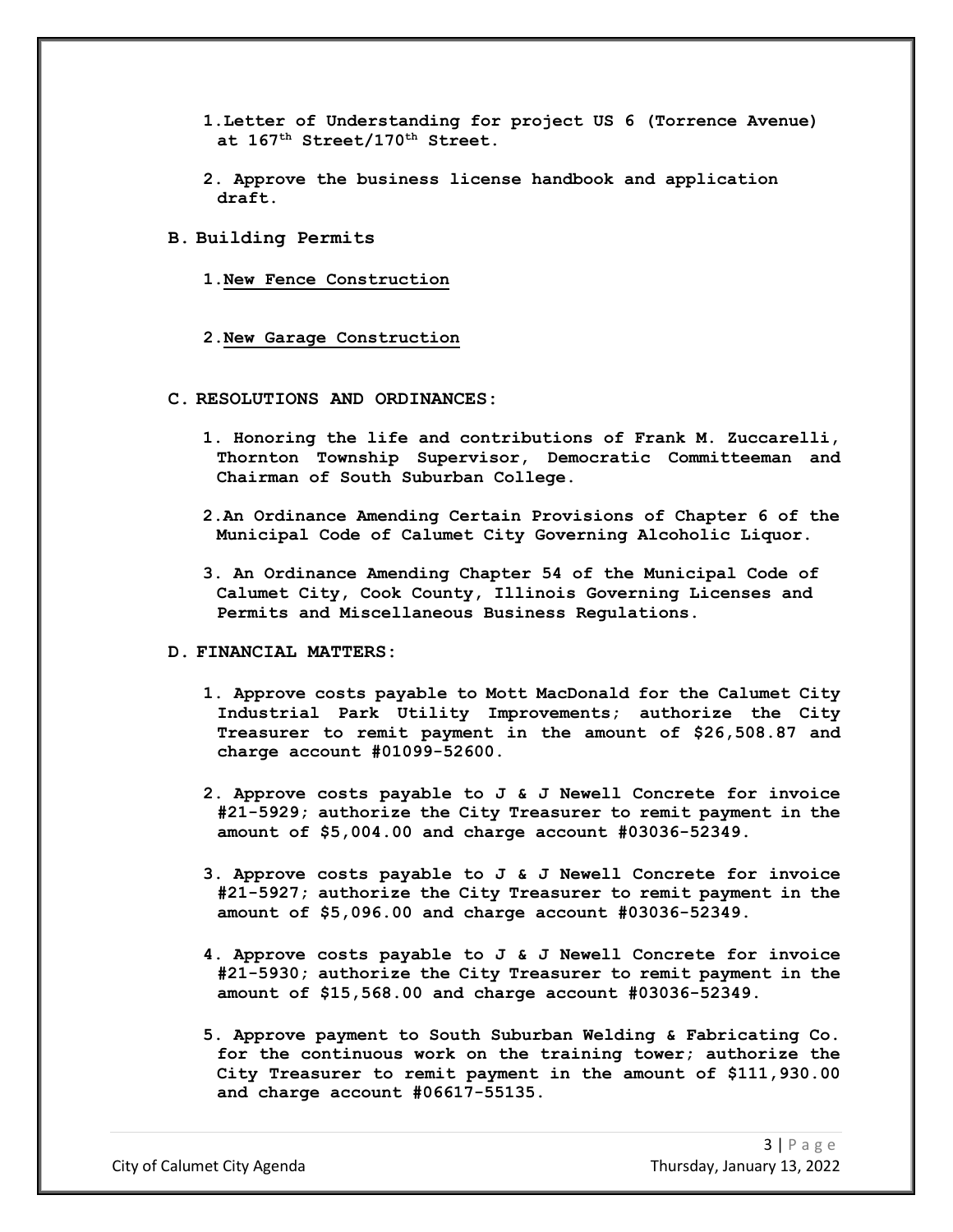1. **Letter of Understanding for project US 6 (Torrence Avenue) at 167th Street/170th Street.**

2. **Approve the business license handbook and application draft.**

**B. Building Permits**

1. **New Fence Construction**

2. **New Garage Construction**

**C. RESOLUTIONS AND ORDINANCES:**

1. **Honoring the life and contributions of Frank M. Zuccarelli, Thornton Township Supervisor, Democratic Committeeman and Chairman of South Suburban College.**

2. **An Ordinance Amending Certain Provisions of Chapter 6 of the Municipal Code of Calumet City Governing Alcoholic Liquor.**

3. **An Ordinance Amending Chapter 54 of the Municipal Code of Calumet City, Cook County, Illinois Governing Licenses and Permits and Miscellaneous Business Regulations.**

**D. FINANCIAL MATTERS:**

1. **Approve costs payable to Mott MacDonald for the Calumet City Industrial Park Utility Improvements; authorize the City Treasurer to remit payment in the amount of $26,508.87 and charge account #01099-52600.**

2. **Approve costs payable to J & J Newell Concrete for invoice #21-5929; authorize the City Treasurer to remit payment in the amount of $5,004.00 and charge account #03036-52349.**

3. **Approve costs payable to J & J Newell Concrete for invoice #21-5927; authorize the City Treasurer to remit payment in the amount of $5,096.00 and charge account #03036-52349.**

4. **Approve costs payable to J & J Newell Concrete for invoice #21-5930; authorize the City Treasurer to remit payment in the amount of $15,568.00 and charge account #03036-52349.**

5. **Approve payment to South Suburban Welding & Fabricating Co. for the continuous work on the training tower; authorize the City Treasurer to remit payment in the amount of $111,930.00 and charge account #06617-55135.**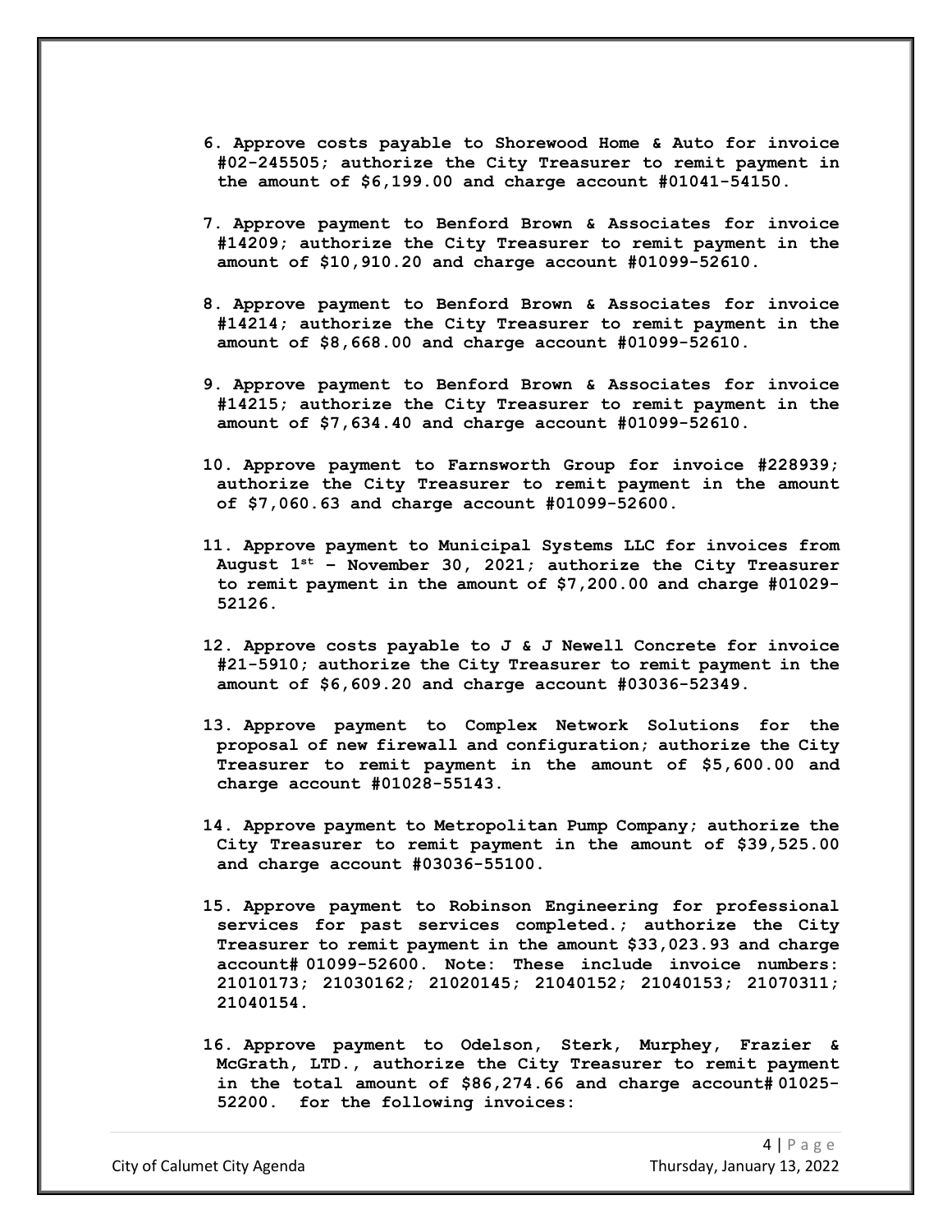6. **Approve costs payable to Shorewood Home & Auto for invoice #02-245505; authorize the City Treasurer to remit payment in the amount of $6,199.00 and charge account #01041-54150.**

7. **Approve payment to Benford Brown & Associates for invoice #14209; authorize the City Treasurer to remit payment in the amount of $10,910.20 and charge account #01099-52610.**

8. **Approve payment to Benford Brown & Associates for invoice #14214; authorize the City Treasurer to remit payment in the amount of $8,668.00 and charge account #01099-52610.**

9. **Approve payment to Benford Brown & Associates for invoice #14215; authorize the City Treasurer to remit payment in the amount of $7,634.40 and charge account #01099-52610.**

10. **Approve payment to Farnsworth Group for invoice #228939; authorize the City Treasurer to remit payment in the amount of $7,060.63 and charge account #01099-52600.**

11. **Approve payment to Municipal Systems LLC for invoices from August 1st – November 30, 2021; authorize the City Treasurer to remit payment in the amount of $7,200.00 and charge #01029-52126.**

12. **Approve costs payable to J & J Newell Concrete for invoice #21-5910; authorize the City Treasurer to remit payment in the amount of $6,609.20 and charge account #03036-52349.**

13. **Approve payment to Complex Network Solutions for the proposal of new firewall and configuration; authorize the City Treasurer to remit payment in the amount of $5,600.00 and charge account #01028-55143.**

14. **Approve payment to Metropolitan Pump Company; authorize the City Treasurer to remit payment in the amount of $39,525.00 and charge account #03036-55100.**

15. **Approve payment to Robinson Engineering for professional services for past services completed.; authorize the City Treasurer to remit payment in the amount $33,023.93 and charge account# 01099-52600. Note: These include invoice numbers: 21010173; 21030162; 21020145; 21040152; 21040153; 21070311; 21040154.**

16. **Approve payment to Odelson, Sterk, Murphey, Frazier & McGrath, LTD., authorize the City Treasurer to remit payment in the total amount of $86,274.66 and charge account# 01025-52200. for the following invoices:**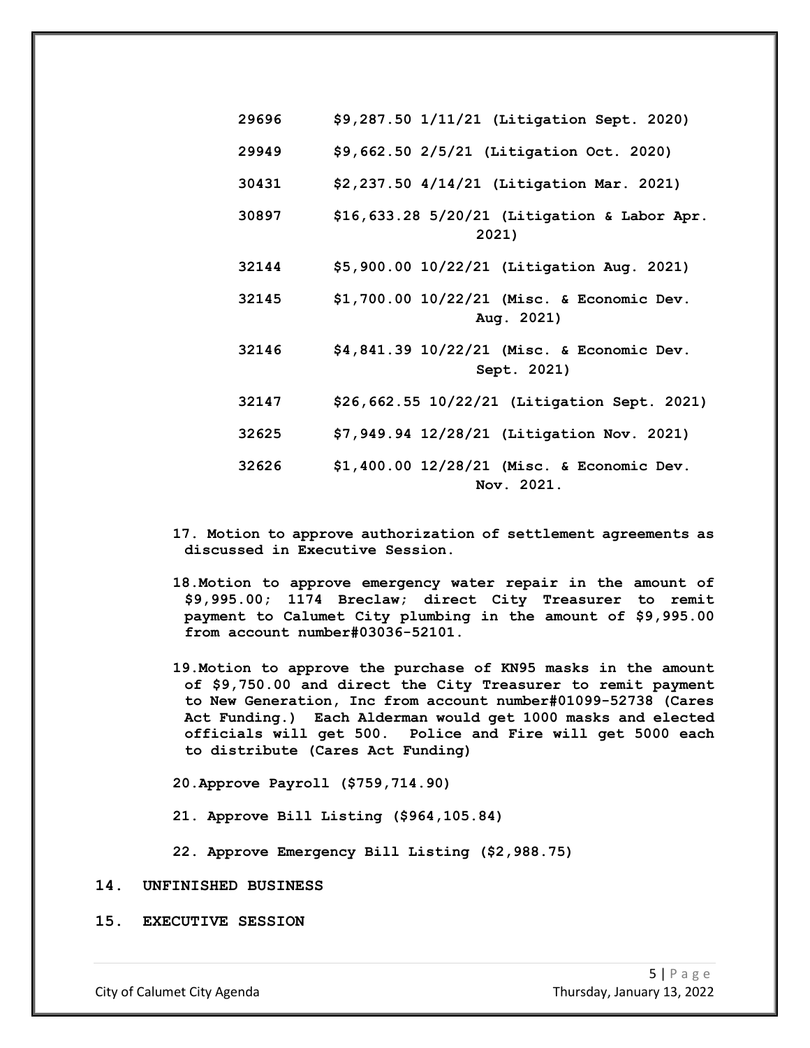| | |
|---|---|
| 29696 | $9,287.50 1/11/21 (Litigation Sept. 2020) |
| 29949 | $9,662.50 2/5/21 (Litigation Oct. 2020) |
| 30431 | $2,237.50 4/14/21 (Litigation Mar. 2021) |
| 30897 | $16,633.28 5/20/21 (Litigation & Labor Apr. 2021) |
| 32144 | $5,900.00 10/22/21 (Litigation Aug. 2021) |
| 32145 | $1,700.00 10/22/21 (Misc. & Economic Dev. Aug. 2021) |
| 32146 | $4,841.39 10/22/21 (Misc. & Economic Dev. Sept. 2021) |
| 32147 | $26,662.55 10/22/21 (Litigation Sept. 2021) |
| 32625 | $7,949.94 12/28/21 (Litigation Nov. 2021) |
| 32626 | $1,400.00 12/28/21 (Misc. & Economic Dev. Nov. 2021. |

17. **Motion to approve authorization of settlement agreements as discussed in Executive Session.**

18. **Motion to approve emergency water repair in the amount of $9,995.00; 1174 Breclaw; direct City Treasurer to remit payment to Calumet City plumbing in the amount of $9,995.00 from account number#03036-52101.**

19. **Motion to approve the purchase of KN95 masks in the amount of $9,750.00 and direct the City Treasurer to remit payment to New Generation, Inc from account number#01099-52738 (Cares Act Funding.) Each Alderman would get 1000 masks and elected officials will get 500. Police and Fire will get 5000 each to distribute (Cares Act Funding)**

20. **Approve Payroll ($759,714.90)**

21. **Approve Bill Listing ($964,105.84)**

22. **Approve Emergency Bill Listing ($2,988.75)**

## 14. UNFINISHED BUSINESS

## 15. EXECUTIVE SESSION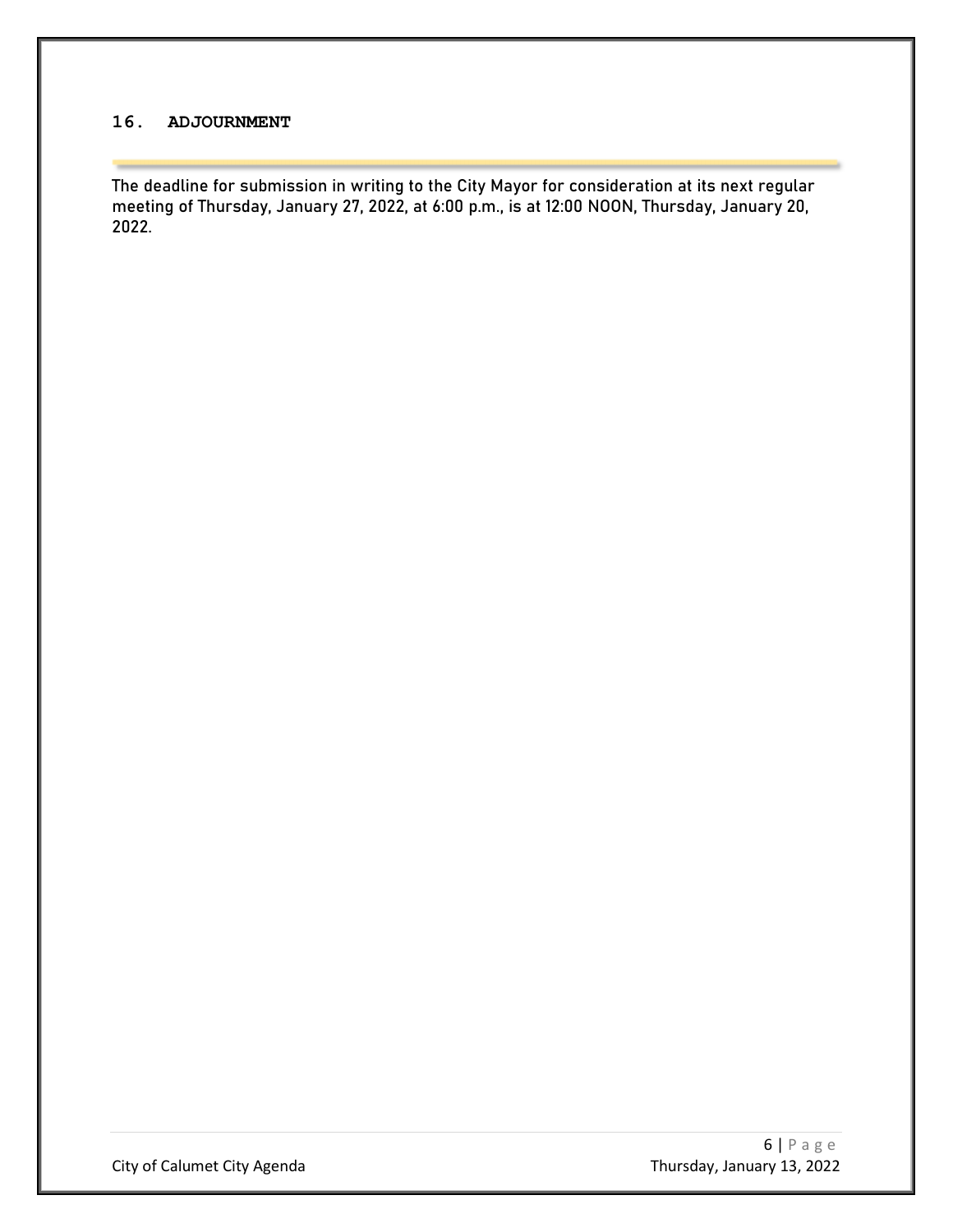## 16. ADJOURNMENT

The deadline for submission in writing to the City Mayor for consideration at its next regular meeting of Thursday, January 27, 2022, at 6:00 p.m., is at 12:00 NOON, Thursday, January 20, 2022.